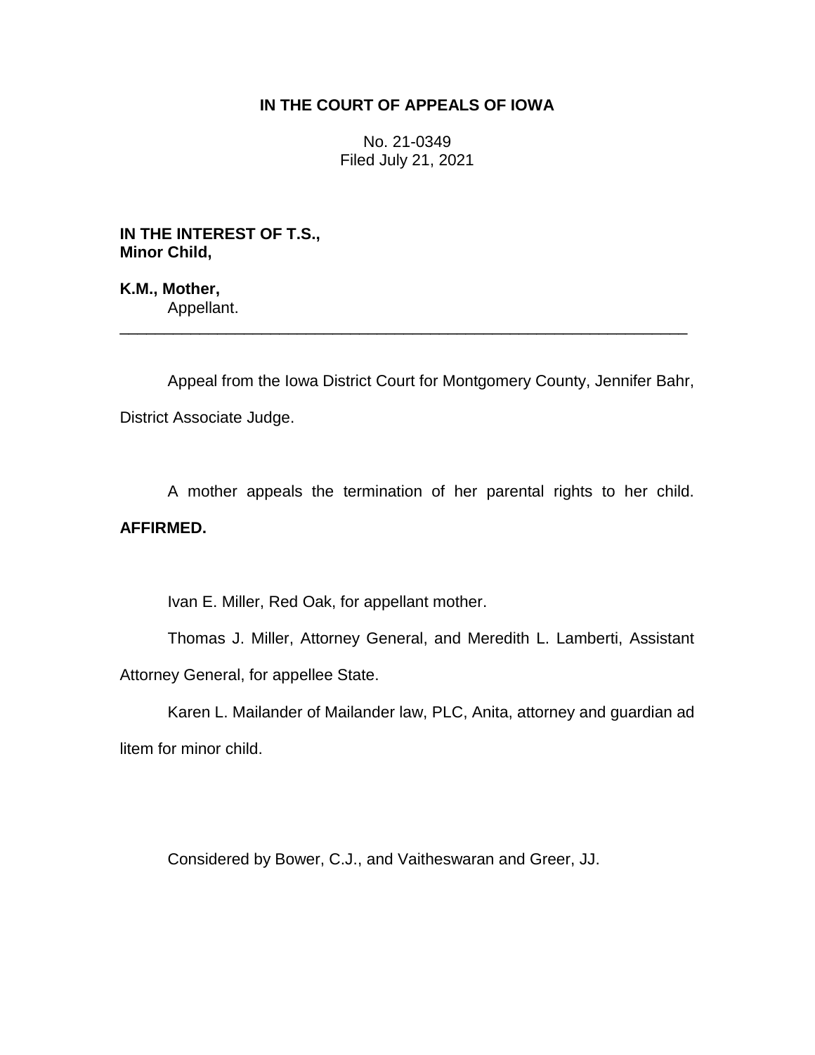**IN THE COURT OF APPEALS OF IOWA**

No. 21-0349
Filed July 21, 2021

**IN THE INTEREST OF T.S., Minor Child,**

**K.M., Mother,**
Appellant.

---

Appeal from the Iowa District Court for Montgomery County, Jennifer Bahr, District Associate Judge.

A mother appeals the termination of her parental rights to her child. **AFFIRMED.**

Ivan E. Miller, Red Oak, for appellant mother.

Thomas J. Miller, Attorney General, and Meredith L. Lamberti, Assistant Attorney General, for appellee State.

Karen L. Mailander of Mailander law, PLC, Anita, attorney and guardian ad litem for minor child.

Considered by Bower, C.J., and Vaitheswaran and Greer, JJ.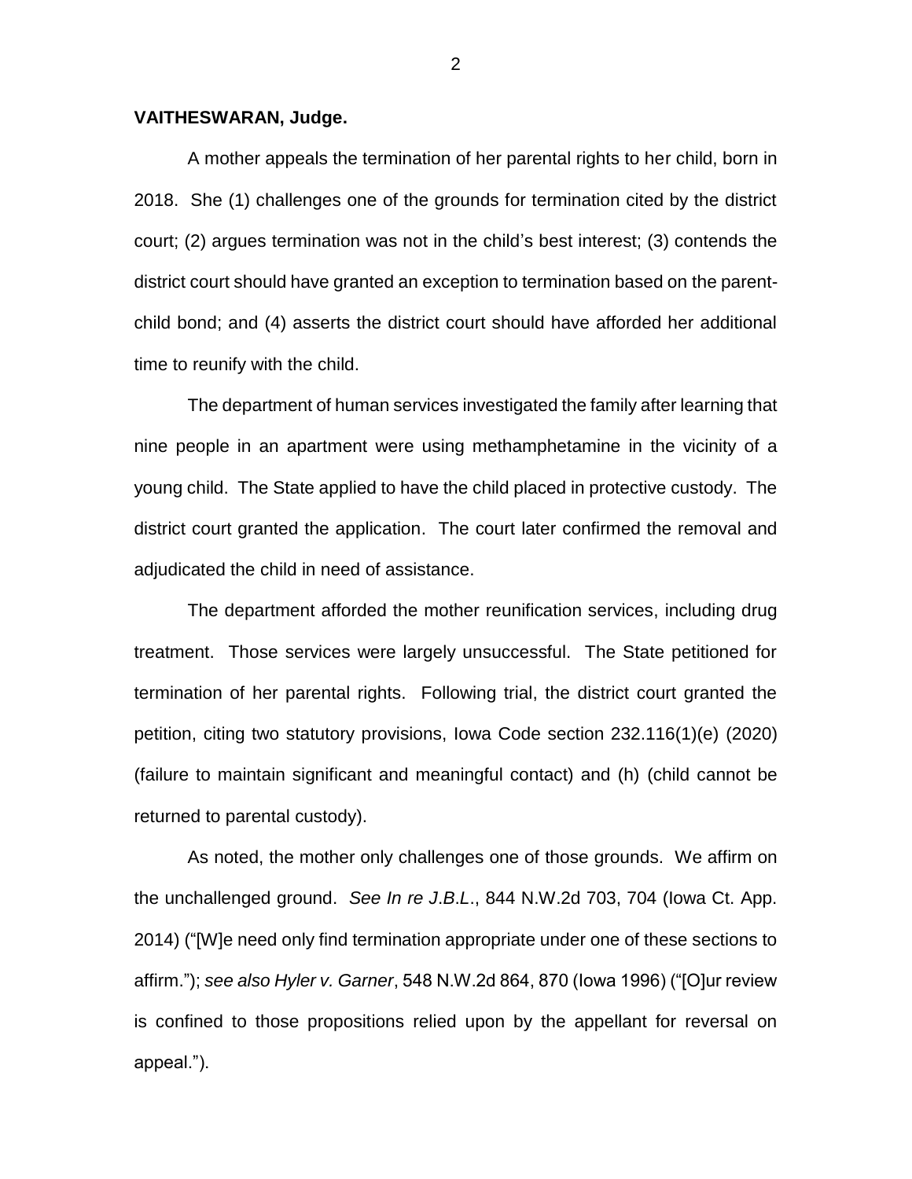**VAITHESWARAN, Judge.**

A mother appeals the termination of her parental rights to her child, born in 2018. She (1) challenges one of the grounds for termination cited by the district court; (2) argues termination was not in the child's best interest; (3) contends the district court should have granted an exception to termination based on the parent-child bond; and (4) asserts the district court should have afforded her additional time to reunify with the child.

The department of human services investigated the family after learning that nine people in an apartment were using methamphetamine in the vicinity of a young child. The State applied to have the child placed in protective custody. The district court granted the application. The court later confirmed the removal and adjudicated the child in need of assistance.

The department afforded the mother reunification services, including drug treatment. Those services were largely unsuccessful. The State petitioned for termination of her parental rights. Following trial, the district court granted the petition, citing two statutory provisions, Iowa Code section 232.116(1)(e) (2020) (failure to maintain significant and meaningful contact) and (h) (child cannot be returned to parental custody).

As noted, the mother only challenges one of those grounds. We affirm on the unchallenged ground. *See In re J.B.L*., 844 N.W.2d 703, 704 (Iowa Ct. App. 2014) ("[W]e need only find termination appropriate under one of these sections to affirm."); *see also Hyler v. Garner*, 548 N.W.2d 864, 870 (Iowa 1996) ("[O]ur review is confined to those propositions relied upon by the appellant for reversal on appeal.").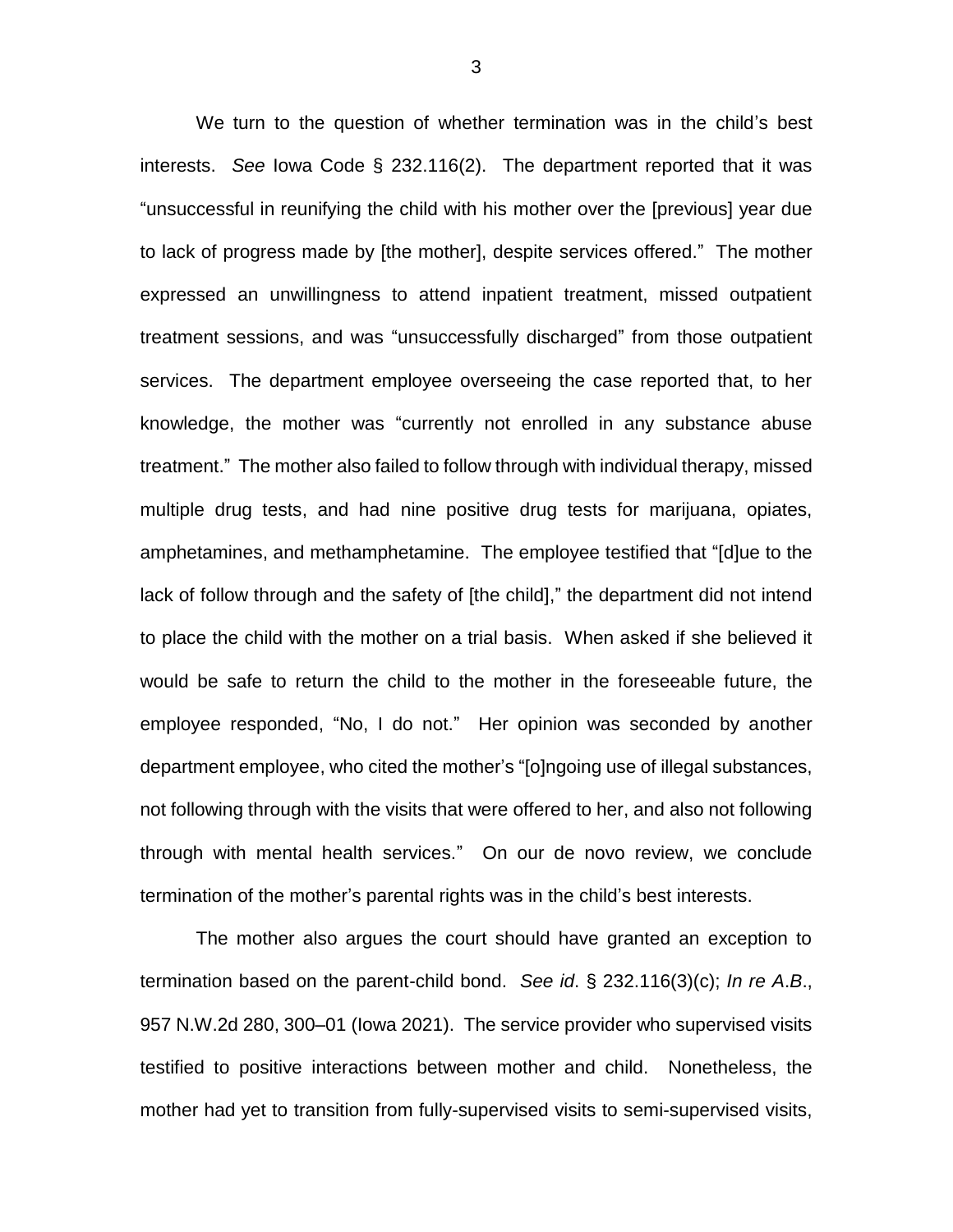We turn to the question of whether termination was in the child's best interests. *See* Iowa Code § 232.116(2). The department reported that it was "unsuccessful in reunifying the child with his mother over the [previous] year due to lack of progress made by [the mother], despite services offered." The mother expressed an unwillingness to attend inpatient treatment, missed outpatient treatment sessions, and was "unsuccessfully discharged" from those outpatient services. The department employee overseeing the case reported that, to her knowledge, the mother was "currently not enrolled in any substance abuse treatment." The mother also failed to follow through with individual therapy, missed multiple drug tests, and had nine positive drug tests for marijuana, opiates, amphetamines, and methamphetamine. The employee testified that "[d]ue to the lack of follow through and the safety of [the child]," the department did not intend to place the child with the mother on a trial basis. When asked if she believed it would be safe to return the child to the mother in the foreseeable future, the employee responded, "No, I do not." Her opinion was seconded by another department employee, who cited the mother's "[o]ngoing use of illegal substances, not following through with the visits that were offered to her, and also not following through with mental health services." On our de novo review, we conclude termination of the mother's parental rights was in the child's best interests.

The mother also argues the court should have granted an exception to termination based on the parent-child bond. *See id*. § 232.116(3)(c); *In re A.B*., 957 N.W.2d 280, 300–01 (Iowa 2021). The service provider who supervised visits testified to positive interactions between mother and child. Nonetheless, the mother had yet to transition from fully-supervised visits to semi-supervised visits,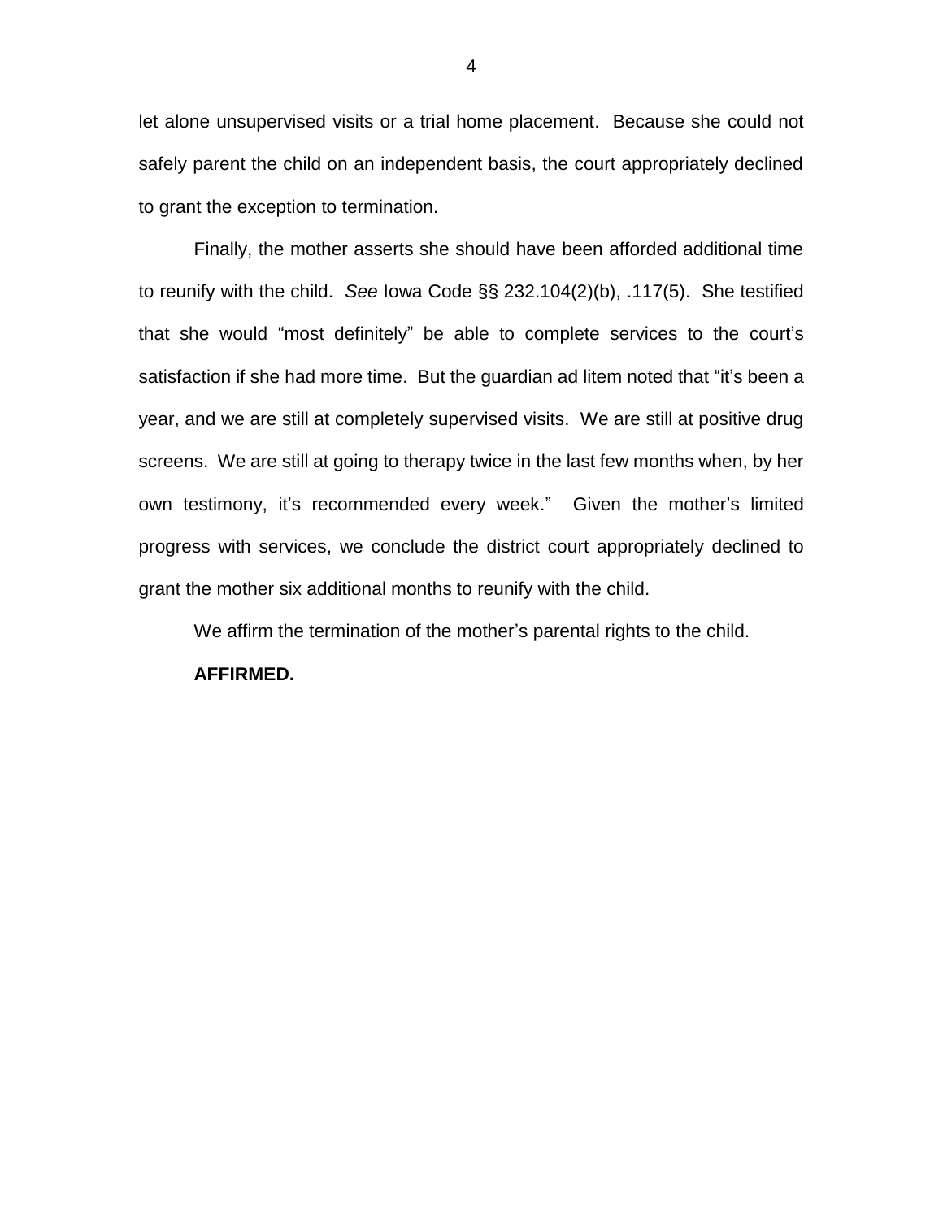let alone unsupervised visits or a trial home placement. Because she could not safely parent the child on an independent basis, the court appropriately declined to grant the exception to termination.

Finally, the mother asserts she should have been afforded additional time to reunify with the child. *See* Iowa Code §§ 232.104(2)(b), .117(5). She testified that she would "most definitely" be able to complete services to the court's satisfaction if she had more time. But the guardian ad litem noted that "it's been a year, and we are still at completely supervised visits. We are still at positive drug screens. We are still at going to therapy twice in the last few months when, by her own testimony, it's recommended every week." Given the mother's limited progress with services, we conclude the district court appropriately declined to grant the mother six additional months to reunify with the child.

We affirm the termination of the mother's parental rights to the child.

**AFFIRMED.**